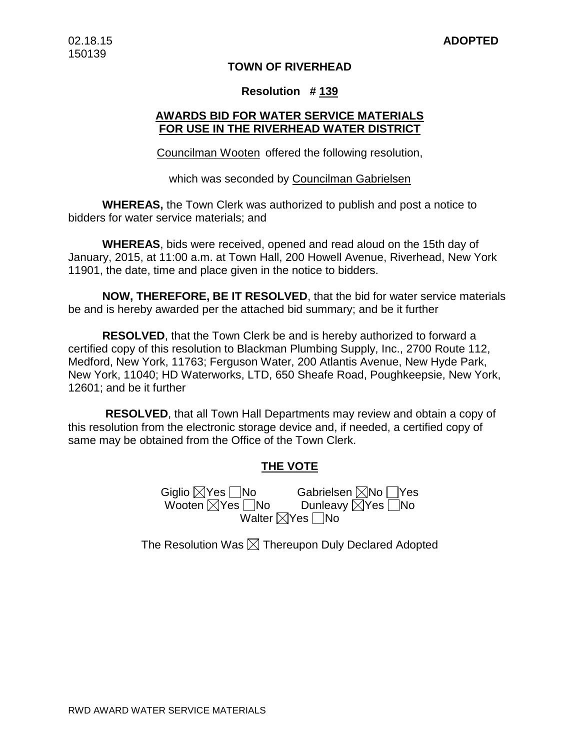02.18.15
150139

**ADOPTED**

**TOWN OF RIVERHEAD**

**Resolution # 139**

**AWARDS BID FOR WATER SERVICE MATERIALS FOR USE IN THE RIVERHEAD WATER DISTRICT**

Councilman Wooten offered the following resolution,

which was seconded by Councilman Gabrielsen

**WHEREAS,** the Town Clerk was authorized to publish and post a notice to bidders for water service materials; and

**WHEREAS**, bids were received, opened and read aloud on the 15th day of January, 2015, at 11:00 a.m. at Town Hall, 200 Howell Avenue, Riverhead, New York 11901, the date, time and place given in the notice to bidders.

**NOW, THEREFORE, BE IT RESOLVED**, that the bid for water service materials be and is hereby awarded per the attached bid summary; and be it further

**RESOLVED**, that the Town Clerk be and is hereby authorized to forward a certified copy of this resolution to Blackman Plumbing Supply, Inc., 2700 Route 112, Medford, New York, 11763; Ferguson Water, 200 Atlantis Avenue, New Hyde Park, New York, 11040; HD Waterworks, LTD, 650 Sheafe Road, Poughkeepsie, New York, 12601; and be it further

**RESOLVED**, that all Town Hall Departments may review and obtain a copy of this resolution from the electronic storage device and, if needed, a certified copy of same may be obtained from the Office of the Town Clerk.

**THE VOTE**

Giglio ☒Yes ☐No    Gabrielsen ☒No ☐Yes
Wooten ☒Yes ☐No    Dunleavy ☒Yes ☐No
Walter ☒Yes ☐No

The Resolution Was ☒ Thereupon Duly Declared Adopted

RWD AWARD WATER SERVICE MATERIALS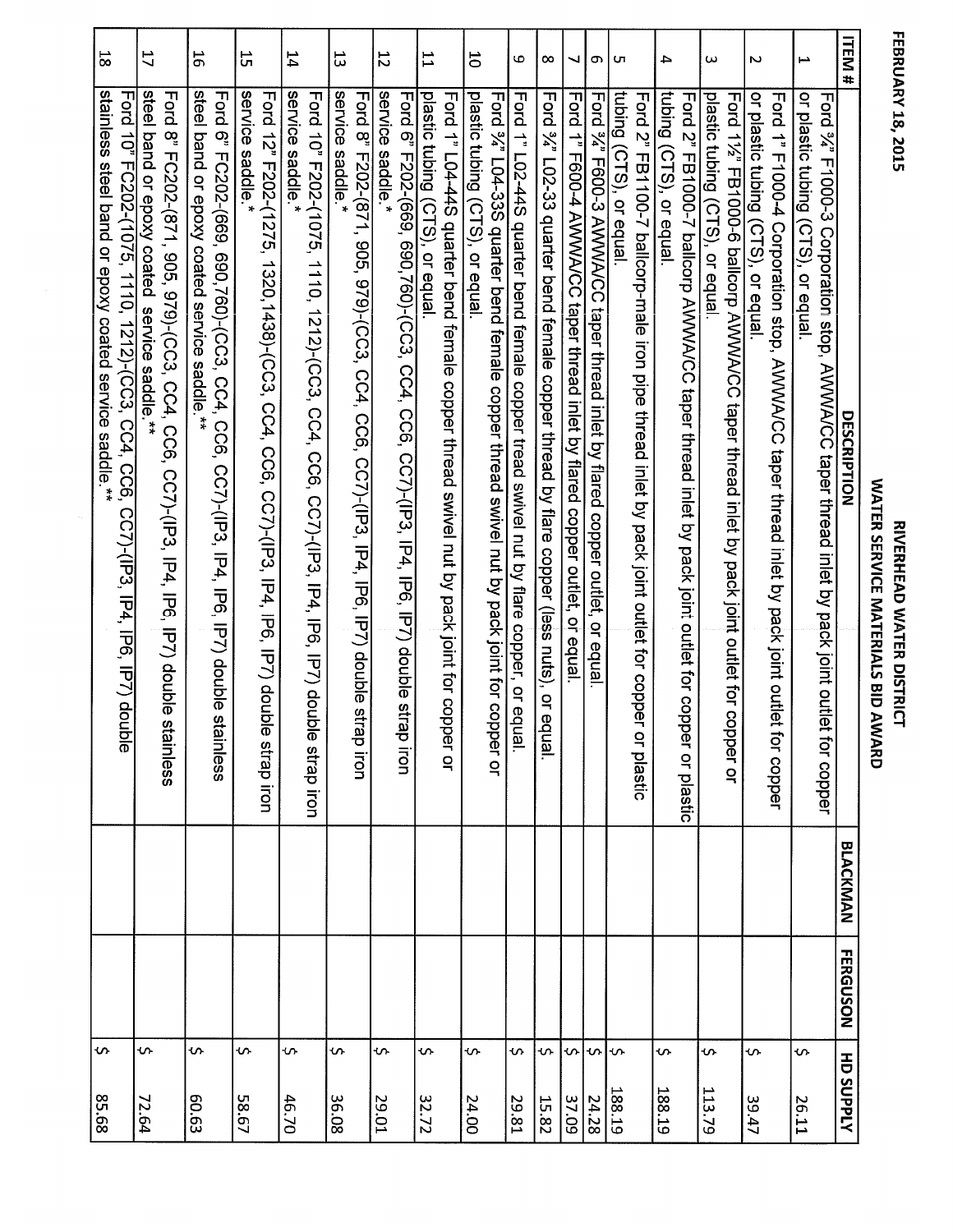RIVERHEAD WATER DISTRICT

WATER SERVICE MATERIALS BID AWARD

FEBRUARY 18, 2015

| ITEM # | DESCRIPTION | BLACKMAN | FERGUSON | HD SUPPLY |
|---|---|---|---|---|
| 1 | Ford ¾" F1000-3 Corporation stop, AWWA/CC taper thread inlet by pack joint outlet for copper or plastic tubing (CTS), or equal. | | | $ 26.11 |
| 2 | Ford 1" F1000-4 Corporation stop, AWWA/CC taper thread inlet by pack joint outlet for copper or plastic tubing (CTS), or equal. | | | $ 39.47 |
| 3 | Ford 1½" FB1000-6 ballcorp AWWA/CC taper thread inlet by pack joint outlet for copper or plastic tubing (CTS), or equal. | | | $ 113.79 |
| 4 | Ford 2" FB1000-7 ballcorp AWWA/CC taper thread inlet by pack joint outlet for copper or plastic tubing (CTS), or equal. | | | $ 188.19 |
| 5 | Ford 2" FB1100-7 ballcorp-male iron pipe thread inlet by pack joint outlet for copper or plastic tubing (CTS), or equal. | | | $ 188.19 |
| 6 | Ford ¾" F600-3 AWWA/CC taper thread inlet by flared copper outlet, or equal. | | | $ 24.28 |
| 7 | Ford 1" F600-4 AWWA/CC taper thread inlet by flared copper outlet, or equal. | | | $ 37.09 |
| 8 | Ford ¾" L02-33 quarter bend female copper thread by flare copper (less nuts), or equal. | | | $ 15.82 |
| 9 | Ford 1" L02-44S quarter bend female copper tread swivel nut by flare copper, or equal. | | | $ 29.81 |
| 10 | Ford ¾" L04-33S quarter bend female copper thread swivel nut by pack joint for copper or plastic tubing (CTS), or equal. | | | $ 24.00 |
| 11 | Ford 1" L04-44S quarter bend female copper thread swivel nut by pack joint for copper or plastic tubing (CTS), or equal. | | | $ 32.72 |
| 12 | Ford 6" F202-(669, 690,760)-(CC3, CC4, CC6, CC7)-(IP3, IP4, IP6, IP7) double strap iron service saddle.* | | | $ 29.01 |
| 13 | Ford 8" F202-(871, 905, 979)-(CC3, CC4, CC6, CC7)-(IP3, IP4, IP6, IP7) double strap iron service saddle.* | | | $ 36.08 |
| 14 | Ford 10" F202-(1075, 1110, 1212)-(CC3, CC4, CC6, CC7)-(IP3, IP4, IP6, IP7) double strap iron service saddle.* | | | $ 46.70 |
| 15 | Ford 12" F202-(1275, 1320,1438)-(CC3, CC4, CC6, CC7)-(IP3, IP4, IP6, IP7) double strap iron service saddle.* | | | $ 58.67 |
| 16 | Ford 6" FC202-(669, 690,760)-(CC3, CC4, CC6, CC7)-(IP3, IP4, IP6, IP7) double stainless steel band or epoxy coated service saddle.** | | | $ 60.63 |
| 17 | Ford 8" FC202-(871, 905, 979)-(CC3, CC4, CC6, CC7)-(IP3, IP4, IP6, IP7) double stainless steel band or epoxy coated service saddle.** | | | $ 72.64 |
| 18 | Ford 10" FC202-(1075, 1110, 1212)-(CC3, CC4, CC6, CC7)-(IP3, IP4, IP6, IP7) double stainless steel band or epoxy coated service saddle.** | | | $ 85.68 |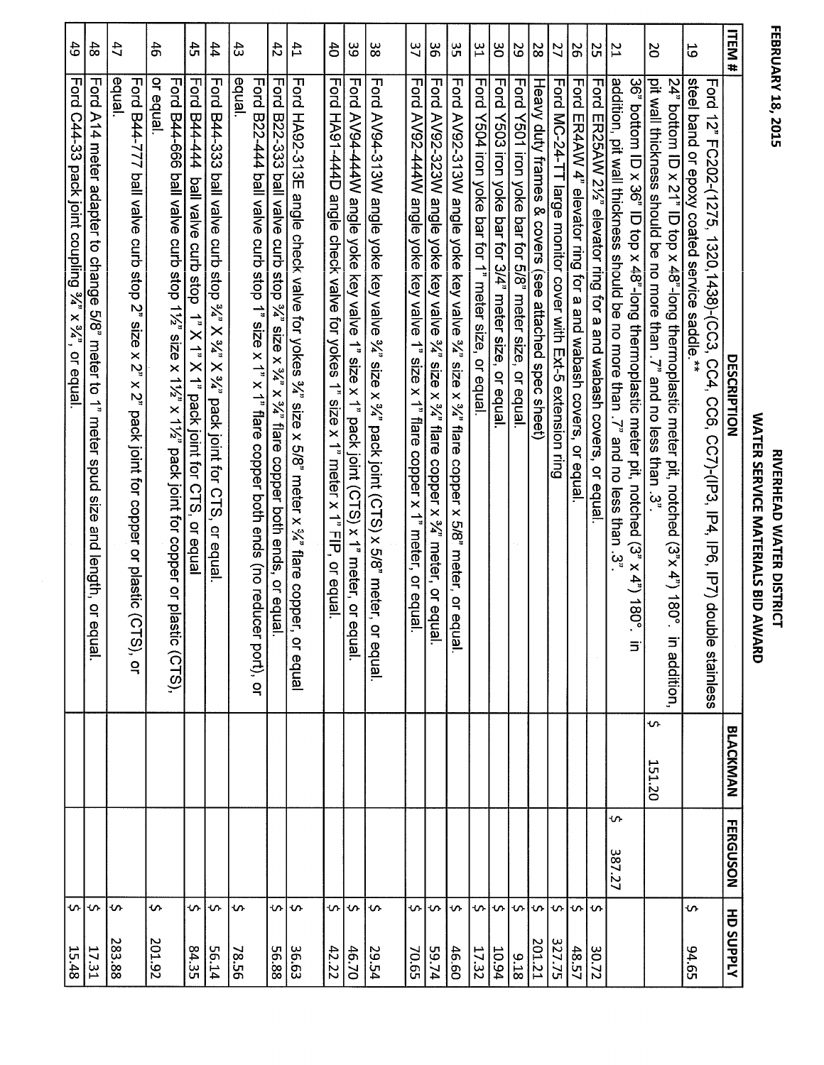FEBRUARY 18, 2015

# RIVERHEAD WATER DISTRICT
## WATER SERVICE MATERIALS BID AWARD

| ITEM # | DESCRIPTION | BLACKMAN | FERGUSON | HD SUPPLY |
|---|---|---|---|---|
| 19 | Ford 12" FC202-(1275, 1320,1438)-(CC3, CC4, CC6, CC7)-(IP3, IP4, IP6, IP7) double stainless steel band or epoxy coated service saddle.** | | | $ 94.65 |
| 20 | 24" bottom ID x 21" ID top x 48"-long thermoplastic meter pit, notched (3"x 4") 180°. in addition, pit wall thickness should be no more than .7" and no less than .3". | $ 151.20 | | |
| 21 | 36" bottom ID x 36" ID top x 48"-long thermoplastic meter pit, notched (3" x 4") 180°. in addition, pit wall thickness should be no more than .7" and no less than .3". | | $ 387.27 | |
| 25 | Ford ER25AW 2½" elevator ring for a and wabash covers, or equal. | | | $ 30.72 |
| 26 | Ford ER4AW 4" elevator ring for a and wabash covers, or equal. | | | $ 48.57 |
| 27 | Ford MC-24-TT large monitor cover with Ext-5 extension ring | | | $ 327.75 |
| 28 | Heavy duty frames & covers (see attached spec sheet) | | | $ 201.21 |
| 29 | Ford Y501 iron yoke bar for 5/8" meter size, or equal. | | | $ 9.18 |
| 30 | Ford Y503 iron yoke bar for 3/4" meter size, or equal. | | | $ 10.94 |
| 31 | Ford Y504 iron yoke bar for 1" meter size, or equal. | | | $ 17.32 |
| 35 | Ford AV92-313W angle yoke key valve ¾" size x ¾" flare copper x 5/8" meter, or equal. | | | $ 46.60 |
| 36 | Ford AV92-323W angle yoke key valve ¾" size x ¾" flare copper x ¾" meter, or equal. | | | $ 59.74 |
| 37 | Ford AV92-444W angle yoke key valve 1" size x 1" flare copper x 1" meter, or equal. | | | $ 70.65 |
| 38 | Ford AV94-313W angle yoke key valve ¾" size x ¾" pack joint (CTS) x 5/8" meter, or equal. | | | $ 29.54 |
| 39 | Ford AV94-444W angle yoke key valve 1" size x 1" pack joint (CTS) x 1" meter, or equal. | | | $ 46.70 |
| 40 | Ford HA91-444D angle check valve for yokes 1" size x 1" meter x 1" FIP, or equal. | | | $ 42.22 |
| 41 | Ford HA92-313E angle check valve for yokes ¾" size x 5/8" meter x ¾" flare copper, or equal | | | $ 36.63 |
| 42 | Ford B22-333 ball valve curb stop ¾" size x ¾" x ¾" flare copper both ends, or equal. | | | $ 56.88 |
| 43 | Ford B22-444 ball valve curb stop 1" size x 1" x 1" flare copper both ends (no reducer port), or equal. | | | $ 78.56 |
| 44 | Ford B44-333 ball valve curb stop ¾" X ¾" X ¾" pack joint for CTS, or equal. | | | $ 56.14 |
| 45 | Ford B44-444 ball valve curb stop 1" X 1" X 1" pack joint for CTS, or equal | | | $ 84.35 |
| 46 | Ford B44-666 ball valve curb stop 1½" size x 1½" x 1½" pack joint for copper or plastic (CTS), or equal. | | | $ 201.92 |
| 47 | Ford B44-777 ball valve curb stop 2" size x 2" x 2" pack joint for copper or plastic (CTS), or equal. | | | $ 283.88 |
| 48 | Ford A14 meter adapter to change 5/8" meter to 1" meter spud size and length, or equal. | | | $ 17.31 |
| 49 | Ford C44-33 pack joint coupling ¾" x ¾", or equal. | | | $ 15.48 |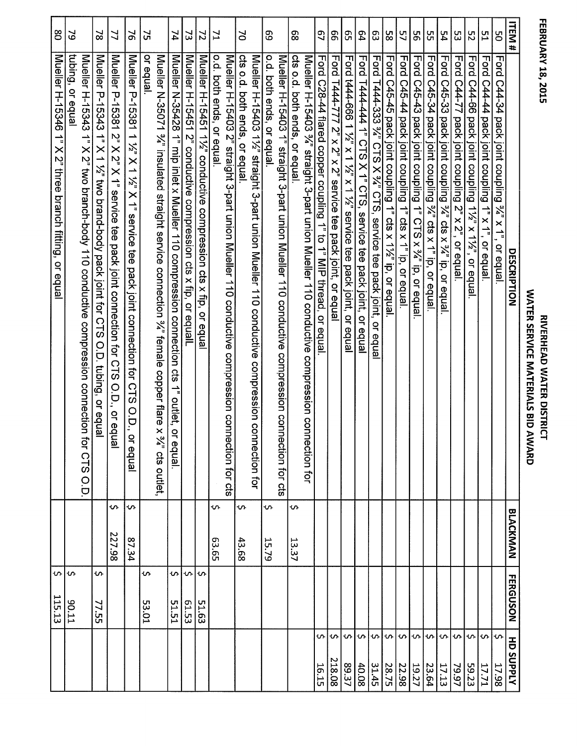FEBRUARY 18, 2015

# RIVERHEAD WATER DISTRICT
## WATER SERVICE MATERIALS BID AWARD

| ITEM # | DESCRIPTION | BLACKMAN | FERGUSON | HD SUPPLY |
|---|---|---|---|---|
| 50 | Ford C44-34 pack joint coupling ¾" x 1", or equal. | | | $ 17.98 |
| 51 | Ford C44-44 pack joint coupling 1" x 1", or equal. | | | $ 17.71 |
| 52 | Ford C44-66 pack joint coupling 1½" x 1½", or equal. | | | $ 59.23 |
| 53 | Ford C44-77 pack joint coupling 2" x 2", or equal. | | | $ 79.97 |
| 54 | Ford C45-33 pack joint coupling ¾" cts x ¾" ip, or equal. | | | $ 17.13 |
| 55 | Ford C45-34 pack joint coupling ¾" cts x 1" ip, or equal. | | | $ 23.64 |
| 56 | Ford C45-43 pack joint coupling 1" CTS x ¾" ip, or equal. | | | $ 19.27 |
| 57 | Ford C45-44 pack joint coupling 1" cts x 1" ip, or equal. | | | $ 22.98 |
| 58 | Ford C45-45 pack joint coupling 1" cts x 1¼" ip, or equal. | | | $ 28.75 |
| 63 | Ford T444-333 ¾" CTS X ¾" CTS, service tee pack joint, or equal | | | $ 31.45 |
| 64 | Ford T444-444 1" CTS X 1" CTS, service tee pack joint, or equal | | | $ 40.08 |
| 65 | Ford t444-666 1 ½" x 1 ½" x 1 ½" service tee pack joint, or equal | | | $ 89.37 |
| 66 | Ford T444-777 2" x 2" x 2" service tee pack joint, or equal | | | $ 218.08 |
| 67 | Ford C28-44 flared copper coupling 1" to 1" MIP thread, or equal. | | | $ 16.15 |
| 68 | Mueller H-15403 ¾" straight 3-part union Mueller 110 conductive compression connection for cts o.d. both ends, or equal. | $ 13.37 | | |
| 69 | Mueller H-15403 1" straight 3-part union Mueller 110 conductive compression connection for cts o.d. both ends, or equal. | $ 15.79 | | |
| 70 | Mueller H-15403 1½" straight 3-part union Mueller 110 conductive compression connection for cts o.d. both ends, or equal. | $ 43.68 | | |
| 71 | Mueller H-15403 2" straight 3-part union Mueller 110 conductive compression connection for cts o.d. both ends, or equal. | $ 63.65 | | |
| 72 | Mueller H-15451 1½" conductive compression cts x fip, or equal | | $ 51.63 | |
| 73 | Mueller H-15451 2" conductive compression cts x fip, or equalL | | $ 61.53 | |
| 74 | Mueller N-35428 1" mip inlet x Mueller 110 compression connection cts 1" outlet, or equal. | | $ 51.51 | |
| 75 | Mueller N-35071 ¾" insulated straight service connection ¾" female copper flare x ¾" cts outlet, or equal. | | $ 53.01 | |
| 76 | Mueller P-15381 1 ½" X 1 ½" X 1" service tee pack joint connection for CTS O.D., or equal | $ 87.34 | | |
| 77 | Mueller P-15381 2" X 2" X 1" service tee pack joint connection for CTS O.D., or equal | $ 227.98 | | |
| 78 | Mueller P-15343 1" X 1 ½" two brand-body pack joint for CTS O.D. tubing, or equal | | $ 77.55 | |
| 79 | Mueller H-15343 1" X 2" two branch-body 110 conductive compression connection for CTS O.D. tubing, or equal | | $ 90.11 | |
| 80 | Mueller H-15346 1" X 2" three branch fitting, or equal | | $ 115.13 | |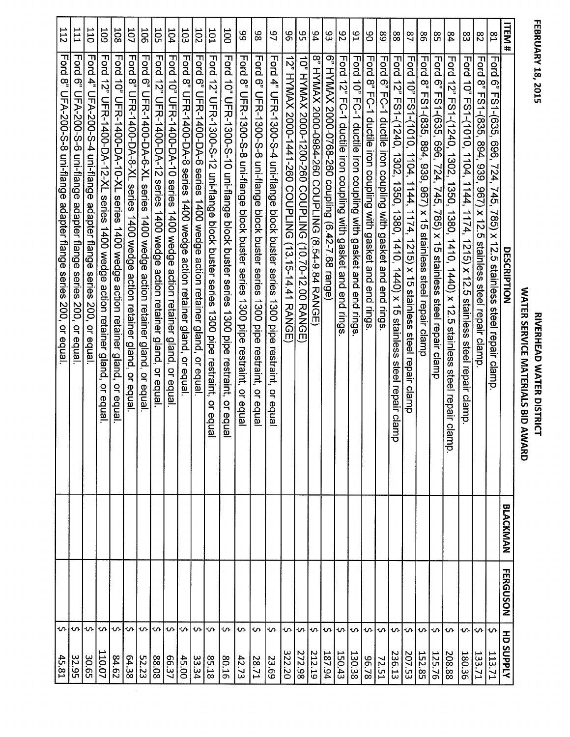FEBRUARY 18, 2015

# RIVERHEAD WATER DISTRICT

## WATER SERVICE MATERIALS BID AWARD

| ITEM # | DESCRIPTION | BLACKMAN | FERGUSON | HD SUPPLY |
|---|---|---|---|---|
| 81 | Ford 6" FS1-(635, 696, 724, 745, 785) x 12.5 stainless steel repair clamp. | | | $ 113.71 |
| 82 | Ford 8" FS1-(835, 894, 939, 967) x 12.5 stainless steel repair clamp. | | | $ 133.71 |
| 83 | Ford 10" FS1-(1010, 1104, 1144, 1174, 1215) x 12.5 stainless steel repair clamp. | | | $ 180.36 |
| 84 | Ford 12" FS1-(1240, 1302, 1350, 1380, 1410, 1440) x 12.5 stainless steel repair clamp. | | | $ 208.88 |
| 85 | Ford 6" FS1-(635, 696, 724, 745, 785) x 15 stainless steel repair clamp | | | $ 125.76 |
| 86 | Ford 8" FS1-(835, 894, 939, 967) x 15 stainless steel repair clamp | | | $ 152.85 |
| 87 | Ford 10" FS1-(1010, 1104, 1144, 1174, 1215) x 15 stainless steel repair clamp | | | $ 207.53 |
| 88 | Ford 12" FS1-(1240, 1302, 1350, 1380, 1410, 1440) x 15 stainless steel repair clamp | | | $ 236.13 |
| 89 | Ford 6" FC-1 ductile iron coupling with gasket and end rings. | | | $ 72.51 |
| 90 | Ford 8" FC-1 ductile iron coupling with gasket and end rings. | | | $ 96.78 |
| 91 | Ford 10" FC-1 ductile iron coupling with gasket and end rings. | | | $ 130.38 |
| 92 | Ford 12" FC-1 ductile iron coupling with gasket and end rings. | | | $ 150.43 |
| 93 | 6" HYMAX 2000-0768-260 coupling (6.42-7.68 range) | | | $ 187.94 |
| 94 | 8" HYMAX 2000-0984-260 COUPLING (8.54-9.84 RANGE) | | | $ 212.19 |
| 95 | 10" HYMAX 2000-1200-260 COUPLING (10.70-12.00 RANGE) | | | $ 272.98 |
| 96 | 12" HYMAX 2000-1441-260 COUPLING (13.15-14.41 RANGE) | | | $ 322.20 |
| 97 | Ford 4" UFR-1300-S-4 uni-flange block buster series 1300 pipe restraint, or equal | | | $ 23.69 |
| 98 | Ford 6" UFR-1300-S-6 uni-flange block buster series 1300 pipe restraint, or equal | | | $ 28.71 |
| 99 | Ford 8" UFR-1300-S-8 uni-flange block buster series 1300 pipe restraint, or equal | | | $ 42.73 |
| 100 | Ford 10" UFR-1300-S-10 uni-flange block buster series 1300 pipe restraint, or equal | | | $ 80.16 |
| 101 | Ford 12" UFR-1300-S-12 uni-flange block buster series 1300 pipe restraint, or equal | | | $ 85.18 |
| 102 | Ford 6" UFR-1400-DA-6 series 1400 wedge action retainer gland, or equal. | | | $ 33.34 |
| 103 | Ford 8" UFR-1400-DA-8 series 1400 wedge action retainer gland, or equal. | | | $ 45.00 |
| 104 | Ford 10" UFR-1400-DA-10 series 1400 wedge action retainer gland, or equal. | | | $ 66.37 |
| 105 | Ford 12" UFR-1400-DA-12 series 1400 wedge action retainer gland, or equal. | | | $ 88.08 |
| 106 | Ford 6" UFR-1400-DA-6-XL series 1400 wedge action retainer gland, or equal. | | | $ 52.23 |
| 107 | Ford 8" UFR-1400-DA-8-XL series 1400 wedge action retainer gland, or equal. | | | $ 64.38 |
| 108 | Ford 10" UFR-1400-DA-10-XL series 1400 wedge action retainer gland, or equal. | | | $ 84.62 |
| 109 | Ford 12" UFR-1400-DA-12-XL series 1400 wedge action retainer gland, or equal. | | | $ 110.07 |
| 110 | Ford 4" UFA-200-S-4 uni-flange adapter flange series 200, or equal. | | | $ 30.65 |
| 111 | Ford 6" UFA-200-S-6 uni-flange adapter flange series 200, or equal. | | | $ 32.95 |
| 112 | Ford 8" UFA-200-S-8 uni-flange adapter flange series 200, or equal. | | | $ 45.81 |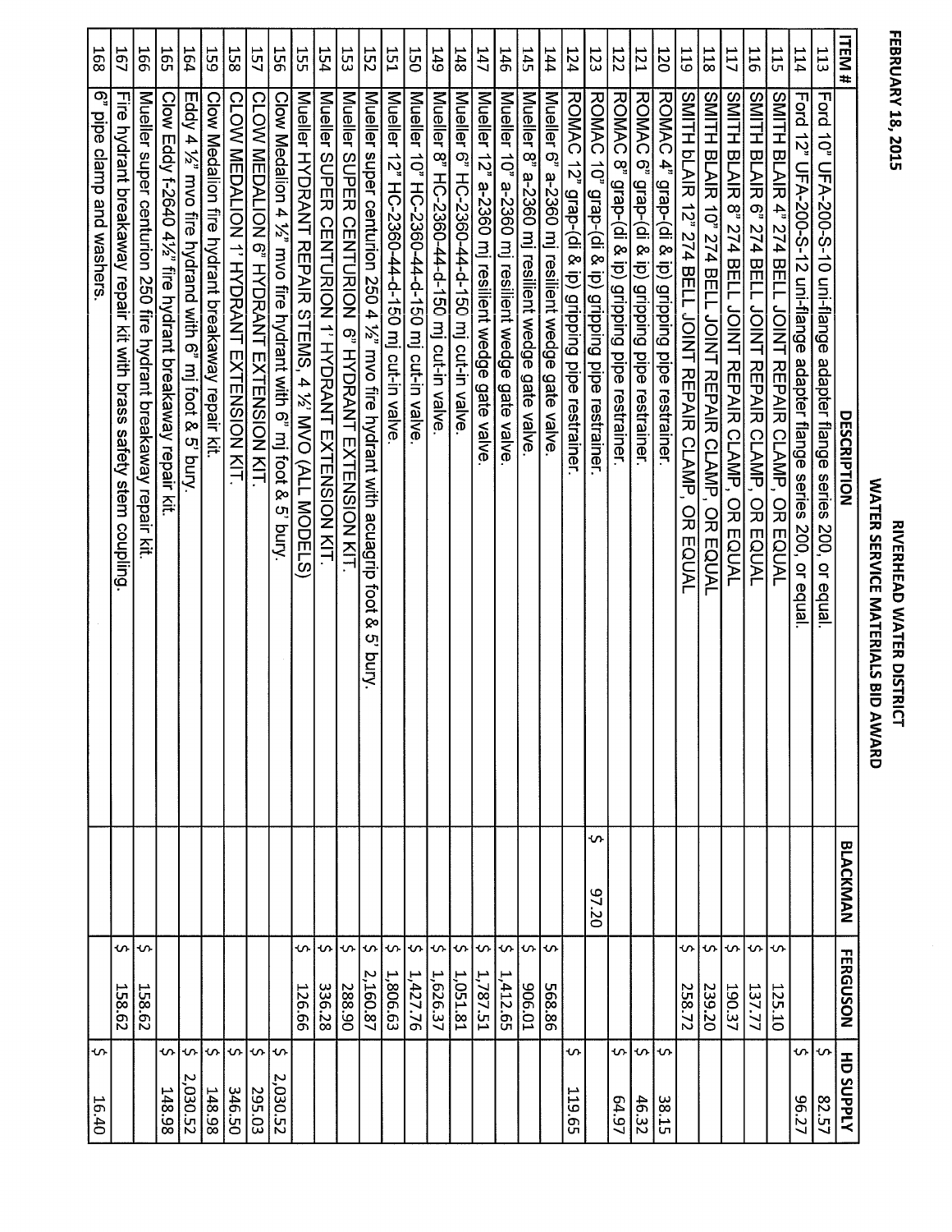FEBRUARY 18, 2015

# RIVERHEAD WATER DISTRICT
## WATER SERVICE MATERIALS BID AWARD

| ITEM # | DESCRIPTION | BLACKMAN | FERGUSON | HD SUPPLY |
|---|---|---|---|---|
| 113 | Ford 10" UFA-200-S-10 uni-flange adapter flange series 200, or equal. | | | $ 82.57 |
| 114 | Ford 12" UFA-200-S-12 uni-flange adapter flange series 200, or equal. | | | $ 96.27 |
| 115 | SMITH BLAIR 4" 274 BELL JOINT REPAIR CLAMP, OR EQUAL | | $ 125.10 | |
| 116 | SMITH BLAIR 6" 274 BELL JOINT REPAIR CLAMP, OR EQUAL | | $ 137.77 | |
| 117 | SMITH BLAIR 8" 274 BELL JOINT REPAIR CLAMP, OR EQUAL | | $ 190.37 | |
| 118 | SMITH BLAIR 10" 274 BELL JOINT REPAIR CLAMP, OR EQUAL | | $ 239.20 | |
| 119 | SMITH bLAIR 12" 274 BELL JOINT REPAIR CLAMP, OR EQUAL | | $ 258.72 | |
| 120 | ROMAC 4" grap-(di & ip) gripping pipe restrainer. | | | $ 38.15 |
| 121 | ROMAC 6" grap-(di & ip) gripping pipe restrainer. | | | $ 46.32 |
| 122 | ROMAC 8" grap-(di & ip) gripping pipe restrainer. | | | $ 64.97 |
| 123 | ROMAC 10" grap-(di & ip) gripping pipe restrainer. | $ 97.20 | | |
| 124 | ROMAC 12" grap-(di & ip) gripping pipe restrainer. | | | $ 119.65 |
| 144 | Mueller 6" a-2360 mj resilient wedge gate valve. | | $ 568.86 | |
| 145 | Mueller 8" a-2360 mj resilient wedge gate valve. | | $ 906.01 | |
| 146 | Mueller 10" a-2360 mj resilient wedge gate valve. | | $ 1,412.65 | |
| 147 | Mueller 12" a-2360 mj resilient wedge gate valve. | | $ 1,787.51 | |
| 148 | Mueller 6" HC-2360-44-d-150 mj cut-in valve. | | $ 1,051.81 | |
| 149 | Mueller 8" HC-2360-44-d-150 mj cut-in valve. | | $ 1,626.37 | |
| 150 | Mueller 10" HC-2360-44-d-150 mj cut-in valve. | | $ 1,427.76 | |
| 151 | Mueller 12" HC-2360-44-d-150 mj cut-in valve. | | $ 1,806.63 | |
| 152 | Mueller super centurion 250 4 ½" mvo fire hydrant with acuagrip foot & 5' bury. | | $ 2,160.87 | |
| 153 | Mueller SUPER CENTURION 6" HYDRANT EXTENSION KIT. | | $ 288.90 | |
| 154 | Mueller SUPER CENTURION 1' HYDRANT EXTENSION KIT. | | $ 336.28 | |
| 155 | Mueller HYDRANT REPAIR STEMS, 4 ½' MVO (ALL MODELS) | | $ 126.66 | |
| 156 | Clow Medalion 4 ½" mvo fire hydrant with 6" mj foot & 5' bury. | | | $ 2,030.52 |
| 157 | CLOW MEDALION 6" HYDRANT EXTENSION KIT. | | | $ 295.03 |
| 158 | CLOW MEDALION 1' HYDRANT EXTENSION KIT. | | | $ 346.50 |
| 159 | Clow Medalion fire hydrant breakaway repair kit. | | | $ 148.98 |
| 164 | Eddy 4 ½" mvo fire hydrand with 6" mj foot & 5' bury. | | | $ 2,030.52 |
| 165 | Clow Eddy f-2640 4½" fire hydrant breakaway repair kit. | | | $ 148.98 |
| 166 | Mueller super centurion 250 fire hydrant breakaway repair kit. | | $ 158.62 | |
| 167 | Fire hydrant breakaway repair kit with brass safety stem coupling. | | $ 158.62 | |
| 168 | 6" pipe clamp and washers. | | | $ 16.40 |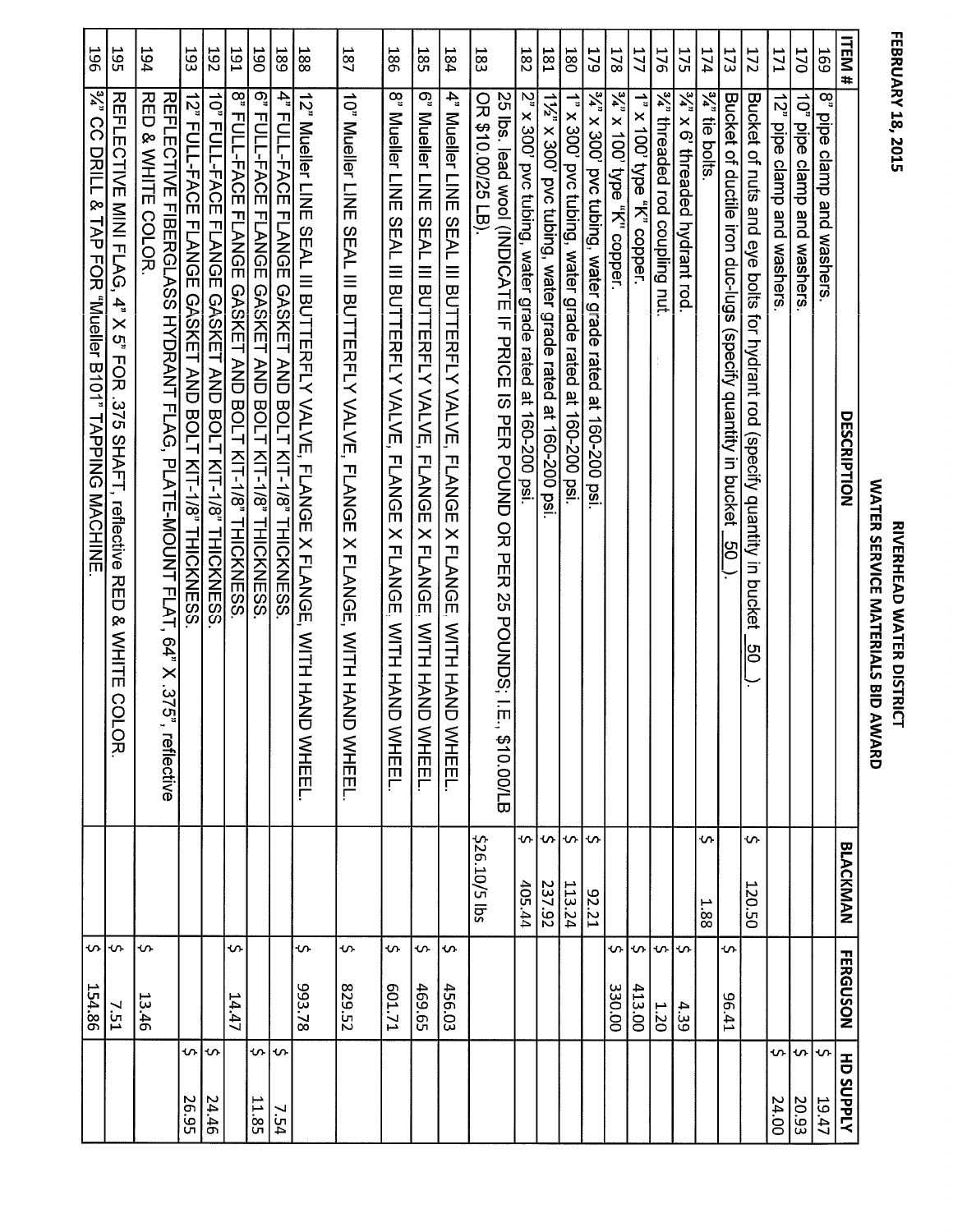**FEBRUARY 18, 2015**

# RIVERHEAD WATER DISTRICT

## WATER SERVICE MATERIALS BID AWARD

| ITEM # | DESCRIPTION | BLACKMAN | FERGUSON | HD SUPPLY |
|---|---|---|---|---|
| 169 | 8" pipe clamp and washers. | | | $ 19.47 |
| 170 | 10" pipe clamp and washers. | | | $ 20.93 |
| 171 | 12" pipe clamp and washers. | | | $ 24.00 |
| 172 | Bucket of nuts and eye bolts for hydrant rod (specify quantity in bucket _50_). | $ 120.50 | | |
| 173 | Bucket of ductile iron duc-lugs (specify quantity in bucket _50_). | | $ 96.41 | |
| 174 | ¾" tie bolts. | $ 1.88 | | |
| 175 | ¾" x 6' threaded hydrant rod. | | $ 4.39 | |
| 176 | ¾" threaded rod coupling nut. | | $ 1.20 | |
| 177 | 1" x 100' type "K" copper. | | $ 413.00 | |
| 178 | ¾" x 100' type "K" copper. | | $ 330.00 | |
| 179 | ¾" x 300' pvc tubing, water grade rated at 160-200 psi. | $ 92.21 | | |
| 180 | 1" x 300' pvc tubing, water grade rated at 160-200 psi. | $ 113.24 | | |
| 181 | 1½" x 300' pvc tubing, water grade rated at 160-200 psi. | $ 237.92 | | |
| 182 | 2" x 300' pvc tubing, water grade rated at 160-200 psi. | $ 405.44 | | |
| 183 | 25 lbs. lead wool (INDICATE IF PRICE IS PER POUND OR PER 25 POUNDS; I.E., $10.00/LB OR $10.00/25 LB). | $26.10/5 lbs | | |
| 184 | 4" Mueller LINE SEAL III BUTTERFLY VALVE, FLANGE X FLANGE, WITH HAND WHEEL. | | $ 456.03 | |
| 185 | 6" Mueller LINE SEAL III BUTTERFLY VALVE, FLANGE X FLANGE, WITH HAND WHEEL. | | $ 469.65 | |
| 186 | 8" Mueller LINE SEAL III BUTTERFLY VALVE, FLANGE X FLANGE, WITH HAND WHEEL. | | $ 601.71 | |
| 187 | 10" Mueller LINE SEAL III BUTTERFLY VALVE, FLANGE X FLANGE, WITH HAND WHEEL. | | $ 829.52 | |
| 188 | 12" Mueller LINE SEAL III BUTTERFLY VALVE, FLANGE X FLANGE, WITH HAND WHEEL. | | $ 993.78 | |
| 189 | 4" FULL-FACE FLANGE GASKET AND BOLT KIT-1/8" THICKNESS. | | | $ 7.54 |
| 190 | 6" FULL-FACE FLANGE GASKET AND BOLT KIT-1/8" THICKNESS. | | | $ 11.85 |
| 191 | 8" FULL-FACE FLANGE GASKET AND BOLT KIT-1/8" THICKNESS. | | $ 14.47 | |
| 192 | 10" FULL-FACE FLANGE GASKET AND BOLT KIT-1/8" THICKNESS. | | | $ 24.46 |
| 193 | 12" FULL-FACE FLANGE GASKET AND BOLT KIT-1/8" THICKNESS. | | | $ 26.95 |
| 194 | REFLECTIVE FIBERGLASS HYDRANT FLAG, PLATE-MOUNT FLAT, 64" X .375", reflective RED & WHITE COLOR. | | $ 13.46 | |
| 195 | REFLECTIVE MINI FLAG, 4" X 5" FOR .375 SHAFT, reflective RED & WHITE COLOR. | | $ 7.51 | |
| 196 | ¾" CC DRILL & TAP FOR "Mueller B101" TAPPING MACHINE. | | $ 154.86 | |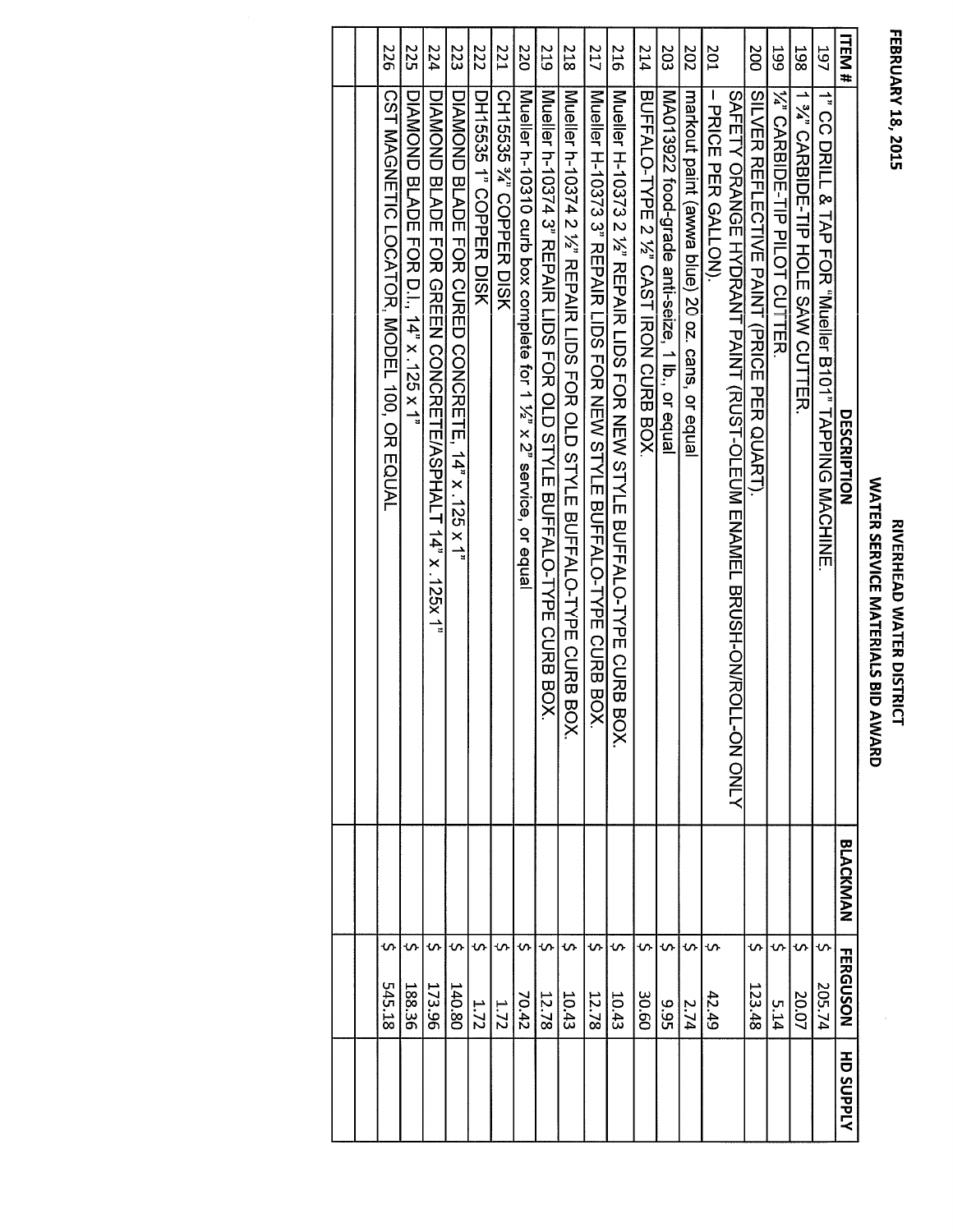FEBRUARY 18, 2015

# RIVERHEAD WATER DISTRICT
## WATER SERVICE MATERIALS BID AWARD

| ITEM # | DESCRIPTION | BLACKMAN | FERGUSON | HD SUPPLY |
|---|---|---|---|---|
| 197 | 1" CC DRILL & TAP FOR "Mueller B101" TAPPING MACHINE. | | $ 205.74 | |
| 198 | 1 ¾" CARBIDE-TIP HOLE SAW CUTTER. | | $ 20.07 | |
| 199 | ¼" CARBIDE-TIP PILOT CUTTER. | | $ 5.14 | |
| 200 | SILVER REFLECTIVE PAINT (PRICE PER QUART). | | $ 123.48 | |
| 201 | SAFETY ORANGE HYDRANT PAINT (RUST-OLEUM ENAMEL BRUSH-ON/ROLL-ON ONLY – PRICE PER GALLON). | | $ 42.49 | |
| 202 | markout paint (awwa blue) 20 oz. cans, or equal | | $ 2.74 | |
| 203 | MA013922 food-grade anti-seize, 1 lb., or equal | | $ 9.95 | |
| 214 | BUFFALO-TYPE 2 ½" CAST IRON CURB BOX. | | $ 30.60 | |
| 216 | Mueller H-10373 2 ½" REPAIR LIDS FOR NEW STYLE BUFFALO-TYPE CURB BOX. | | $ 10.43 | |
| 217 | Mueller H-10373 3" REPAIR LIDS FOR NEW STYLE BUFFALO-TYPE CURB BOX. | | $ 12.78 | |
| 218 | Mueller h-10374 2 ½" REPAIR LIDS FOR OLD STYLE BUFFALO-TYPE CURB BOX. | | $ 10.43 | |
| 219 | Mueller h-10374 3" REPAIR LIDS FOR OLD STYLE BUFFALO-TYPE CURB BOX. | | $ 12.78 | |
| 220 | Mueller h-10310 curb box complete for 1 ½" x 2" service, or equal | | $ 70.42 | |
| 221 | CH15535 ¾" COPPER DISK | | $ 1.72 | |
| 222 | DH15535 1" COPPER DISK | | $ 1.72 | |
| 223 | DIAMOND BLADE FOR CURED CONCRETE, 14" x .125 x 1" | | $ 140.80 | |
| 224 | DIAMOND BLADE FOR GREEN CONCRETE/ASPHALT 14" x .125x 1" | | $ 173.96 | |
| 225 | DIAMOND BLADE FOR D.I., 14" x .125 x 1" | | $ 188.36 | |
| 226 | CST MAGNETIC LOCATOR, MODEL 100, OR EQUAL | | $ 545.18 | |
| | | | | |
| | | | | |